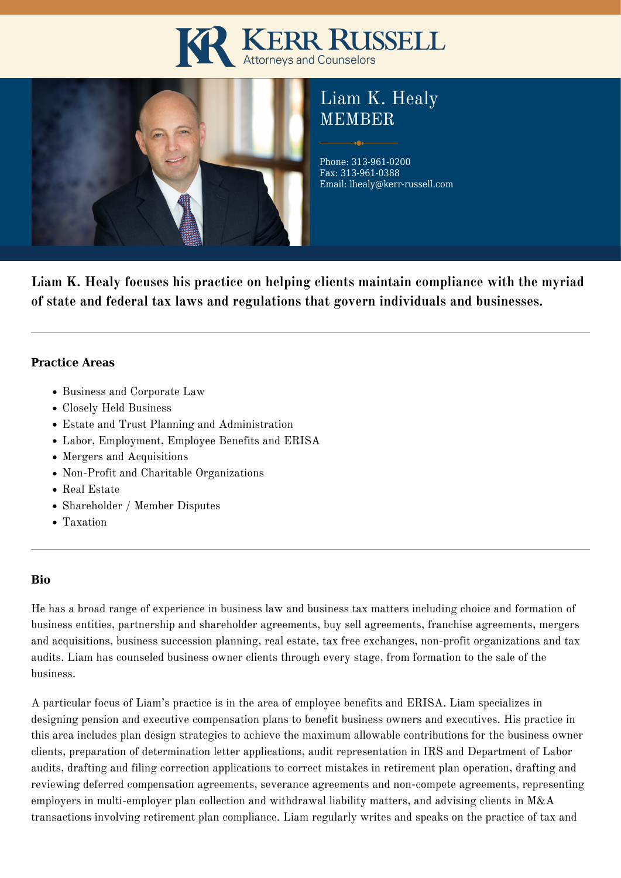# Kerr Russell

Attorneys and Counselors

# Liam K. Healy

## MEMBER

Phone: 313-961-0200
Fax: 313-961-0388
Email: lhealy@kerr-russell.com

**Liam K. Healy focuses his practice on helping clients maintain compliance with the myriad of state and federal tax laws and regulations that govern individuals and businesses.**

---

### Practice Areas

- Business and Corporate Law
- Closely Held Business
- Estate and Trust Planning and Administration
- Labor, Employment, Employee Benefits and ERISA
- Mergers and Acquisitions
- Non-Profit and Charitable Organizations
- Real Estate
- Shareholder / Member Disputes
- Taxation

---

### Bio

He has a broad range of experience in business law and business tax matters including choice and formation of business entities, partnership and shareholder agreements, buy sell agreements, franchise agreements, mergers and acquisitions, business succession planning, real estate, tax free exchanges, non-profit organizations and tax audits. Liam has counseled business owner clients through every stage, from formation to the sale of the business.

A particular focus of Liam's practice is in the area of employee benefits and ERISA. Liam specializes in designing pension and executive compensation plans to benefit business owners and executives. His practice in this area includes plan design strategies to achieve the maximum allowable contributions for the business owner clients, preparation of determination letter applications, audit representation in IRS and Department of Labor audits, drafting and filing correction applications to correct mistakes in retirement plan operation, drafting and reviewing deferred compensation agreements, severance agreements and non-compete agreements, representing employers in multi-employer plan collection and withdrawal liability matters, and advising clients in M&A transactions involving retirement plan compliance. Liam regularly writes and speaks on the practice of tax and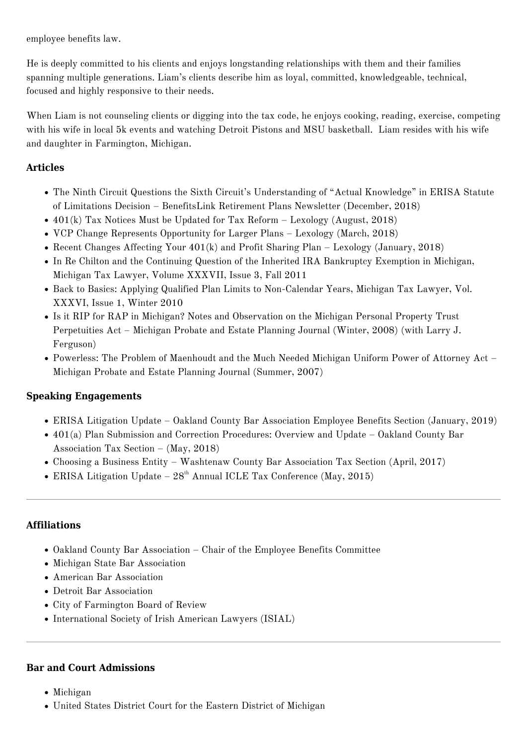employee benefits law.

He is deeply committed to his clients and enjoys longstanding relationships with them and their families spanning multiple generations. Liam's clients describe him as loyal, committed, knowledgeable, technical, focused and highly responsive to their needs.

When Liam is not counseling clients or digging into the tax code, he enjoys cooking, reading, exercise, competing with his wife in local 5k events and watching Detroit Pistons and MSU basketball. Liam resides with his wife and daughter in Farmington, Michigan.

### Articles

- The Ninth Circuit Questions the Sixth Circuit's Understanding of "Actual Knowledge" in ERISA Statute of Limitations Decision – BenefitsLink Retirement Plans Newsletter (December, 2018)
- 401(k) Tax Notices Must be Updated for Tax Reform – Lexology (August, 2018)
- VCP Change Represents Opportunity for Larger Plans – Lexology (March, 2018)
- Recent Changes Affecting Your 401(k) and Profit Sharing Plan – Lexology (January, 2018)
- In Re Chilton and the Continuing Question of the Inherited IRA Bankruptcy Exemption in Michigan, Michigan Tax Lawyer, Volume XXXVII, Issue 3, Fall 2011
- Back to Basics: Applying Qualified Plan Limits to Non-Calendar Years, Michigan Tax Lawyer, Vol. XXXVI, Issue 1, Winter 2010
- Is it RIP for RAP in Michigan? Notes and Observation on the Michigan Personal Property Trust Perpetuities Act – Michigan Probate and Estate Planning Journal (Winter, 2008) (with Larry J. Ferguson)
- Powerless: The Problem of Maenhoudt and the Much Needed Michigan Uniform Power of Attorney Act – Michigan Probate and Estate Planning Journal (Summer, 2007)

### Speaking Engagements

- ERISA Litigation Update – Oakland County Bar Association Employee Benefits Section (January, 2019)
- 401(a) Plan Submission and Correction Procedures: Overview and Update – Oakland County Bar Association Tax Section – (May, 2018)
- Choosing a Business Entity – Washtenaw County Bar Association Tax Section (April, 2017)
- ERISA Litigation Update – 28th Annual ICLE Tax Conference (May, 2015)

---

### Affiliations

- Oakland County Bar Association – Chair of the Employee Benefits Committee
- Michigan State Bar Association
- American Bar Association
- Detroit Bar Association
- City of Farmington Board of Review
- International Society of Irish American Lawyers (ISIAL)

---

### Bar and Court Admissions

- Michigan
- United States District Court for the Eastern District of Michigan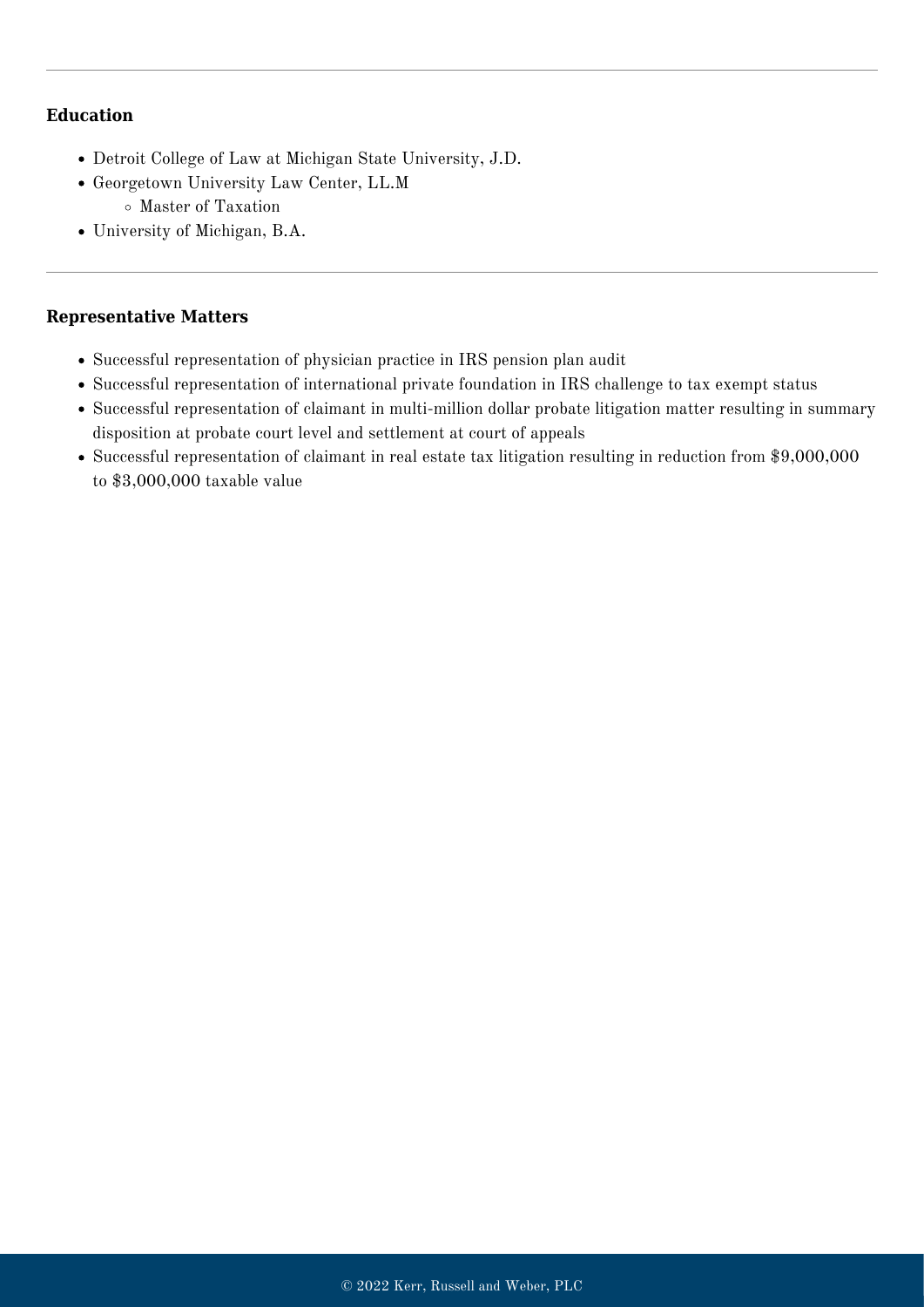## Education

- Detroit College of Law at Michigan State University, J.D.
- Georgetown University Law Center, LL.M
  - Master of Taxation
- University of Michigan, B.A.

## Representative Matters

- Successful representation of physician practice in IRS pension plan audit
- Successful representation of international private foundation in IRS challenge to tax exempt status
- Successful representation of claimant in multi-million dollar probate litigation matter resulting in summary disposition at probate court level and settlement at court of appeals
- Successful representation of claimant in real estate tax litigation resulting in reduction from $9,000,000 to $3,000,000 taxable value